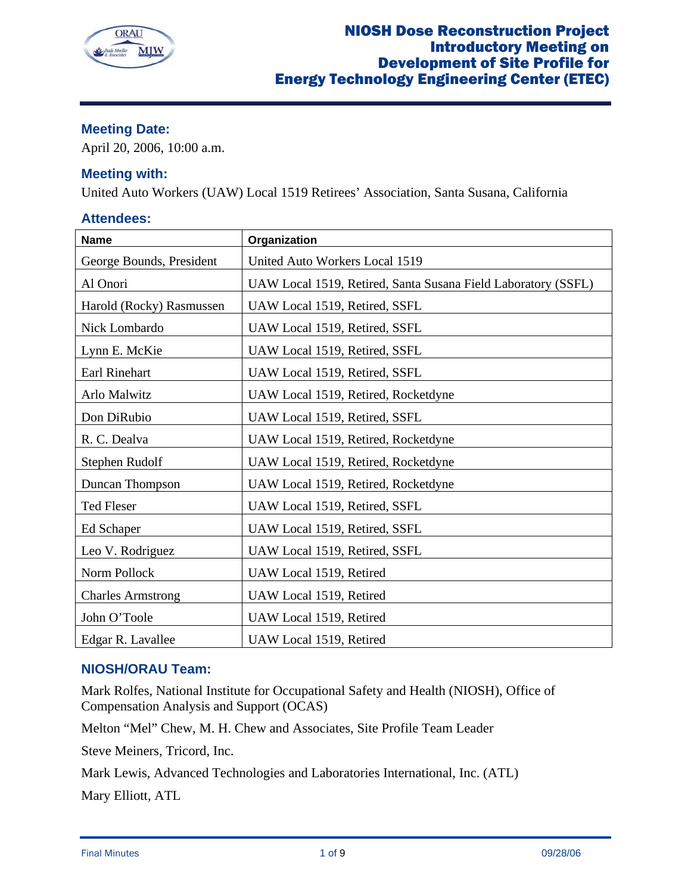# NIOSH Dose Reconstruction Project Introductory Meeting on Development of Site Profile for Energy Technology Engineering Center (ETEC)

### Meeting Date:

April 20, 2006, 10:00 a.m.

### Meeting with:

United Auto Workers (UAW) Local 1519 Retirees' Association, Santa Susana, California

### Attendees:

| Name | Organization |
| --- | --- |
| George Bounds, President | United Auto Workers Local 1519 |
| Al Onori | UAW Local 1519, Retired, Santa Susana Field Laboratory (SSFL) |
| Harold (Rocky) Rasmussen | UAW Local 1519, Retired, SSFL |
| Nick Lombardo | UAW Local 1519, Retired, SSFL |
| Lynn E. McKie | UAW Local 1519, Retired, SSFL |
| Earl Rinehart | UAW Local 1519, Retired, SSFL |
| Arlo Malwitz | UAW Local 1519, Retired, Rocketdyne |
| Don DiRubio | UAW Local 1519, Retired, SSFL |
| R. C. Dealva | UAW Local 1519, Retired, Rocketdyne |
| Stephen Rudolf | UAW Local 1519, Retired, Rocketdyne |
| Duncan Thompson | UAW Local 1519, Retired, Rocketdyne |
| Ted Fleser | UAW Local 1519, Retired, SSFL |
| Ed Schaper | UAW Local 1519, Retired, SSFL |
| Leo V. Rodriguez | UAW Local 1519, Retired, SSFL |
| Norm Pollock | UAW Local 1519, Retired |
| Charles Armstrong | UAW Local 1519, Retired |
| John O'Toole | UAW Local 1519, Retired |
| Edgar R. Lavallee | UAW Local 1519, Retired |

### NIOSH/ORAU Team:

Mark Rolfes, National Institute for Occupational Safety and Health (NIOSH), Office of Compensation Analysis and Support (OCAS)

Melton "Mel" Chew, M. H. Chew and Associates, Site Profile Team Leader

Steve Meiners, Tricord, Inc.

Mark Lewis, Advanced Technologies and Laboratories International, Inc. (ATL)

Mary Elliott, ATL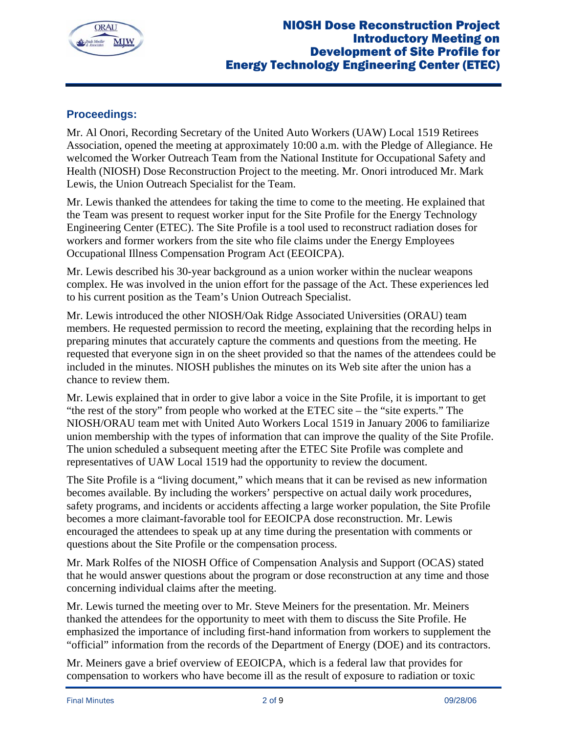## Proceedings:

Mr. Al Onori, Recording Secretary of the United Auto Workers (UAW) Local 1519 Retirees Association, opened the meeting at approximately 10:00 a.m. with the Pledge of Allegiance. He welcomed the Worker Outreach Team from the National Institute for Occupational Safety and Health (NIOSH) Dose Reconstruction Project to the meeting. Mr. Onori introduced Mr. Mark Lewis, the Union Outreach Specialist for the Team.

Mr. Lewis thanked the attendees for taking the time to come to the meeting. He explained that the Team was present to request worker input for the Site Profile for the Energy Technology Engineering Center (ETEC). The Site Profile is a tool used to reconstruct radiation doses for workers and former workers from the site who file claims under the Energy Employees Occupational Illness Compensation Program Act (EEOICPA).

Mr. Lewis described his 30-year background as a union worker within the nuclear weapons complex. He was involved in the union effort for the passage of the Act. These experiences led to his current position as the Team's Union Outreach Specialist.

Mr. Lewis introduced the other NIOSH/Oak Ridge Associated Universities (ORAU) team members. He requested permission to record the meeting, explaining that the recording helps in preparing minutes that accurately capture the comments and questions from the meeting. He requested that everyone sign in on the sheet provided so that the names of the attendees could be included in the minutes. NIOSH publishes the minutes on its Web site after the union has a chance to review them.

Mr. Lewis explained that in order to give labor a voice in the Site Profile, it is important to get "the rest of the story" from people who worked at the ETEC site – the "site experts." The NIOSH/ORAU team met with United Auto Workers Local 1519 in January 2006 to familiarize union membership with the types of information that can improve the quality of the Site Profile. The union scheduled a subsequent meeting after the ETEC Site Profile was complete and representatives of UAW Local 1519 had the opportunity to review the document.

The Site Profile is a "living document," which means that it can be revised as new information becomes available. By including the workers' perspective on actual daily work procedures, safety programs, and incidents or accidents affecting a large worker population, the Site Profile becomes a more claimant-favorable tool for EEOICPA dose reconstruction. Mr. Lewis encouraged the attendees to speak up at any time during the presentation with comments or questions about the Site Profile or the compensation process.

Mr. Mark Rolfes of the NIOSH Office of Compensation Analysis and Support (OCAS) stated that he would answer questions about the program or dose reconstruction at any time and those concerning individual claims after the meeting.

Mr. Lewis turned the meeting over to Mr. Steve Meiners for the presentation. Mr. Meiners thanked the attendees for the opportunity to meet with them to discuss the Site Profile. He emphasized the importance of including first-hand information from workers to supplement the "official" information from the records of the Department of Energy (DOE) and its contractors.

Mr. Meiners gave a brief overview of EEOICPA, which is a federal law that provides for compensation to workers who have become ill as the result of exposure to radiation or toxic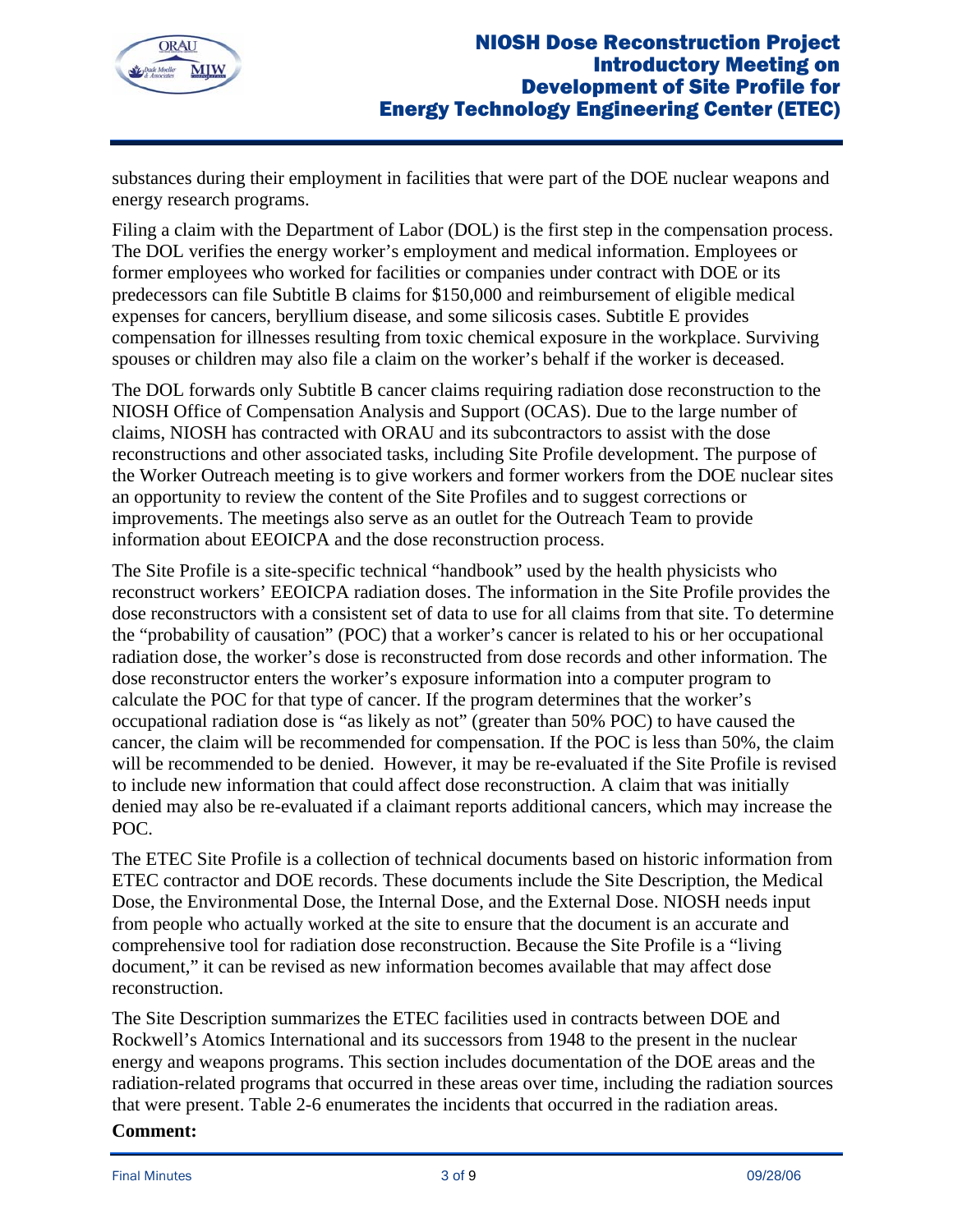substances during their employment in facilities that were part of the DOE nuclear weapons and energy research programs.

Filing a claim with the Department of Labor (DOL) is the first step in the compensation process. The DOL verifies the energy worker's employment and medical information. Employees or former employees who worked for facilities or companies under contract with DOE or its predecessors can file Subtitle B claims for $150,000 and reimbursement of eligible medical expenses for cancers, beryllium disease, and some silicosis cases. Subtitle E provides compensation for illnesses resulting from toxic chemical exposure in the workplace. Surviving spouses or children may also file a claim on the worker's behalf if the worker is deceased.

The DOL forwards only Subtitle B cancer claims requiring radiation dose reconstruction to the NIOSH Office of Compensation Analysis and Support (OCAS). Due to the large number of claims, NIOSH has contracted with ORAU and its subcontractors to assist with the dose reconstructions and other associated tasks, including Site Profile development. The purpose of the Worker Outreach meeting is to give workers and former workers from the DOE nuclear sites an opportunity to review the content of the Site Profiles and to suggest corrections or improvements. The meetings also serve as an outlet for the Outreach Team to provide information about EEOICPA and the dose reconstruction process.

The Site Profile is a site-specific technical "handbook" used by the health physicists who reconstruct workers' EEOICPA radiation doses. The information in the Site Profile provides the dose reconstructors with a consistent set of data to use for all claims from that site. To determine the "probability of causation" (POC) that a worker's cancer is related to his or her occupational radiation dose, the worker's dose is reconstructed from dose records and other information. The dose reconstructor enters the worker's exposure information into a computer program to calculate the POC for that type of cancer. If the program determines that the worker's occupational radiation dose is "as likely as not" (greater than 50% POC) to have caused the cancer, the claim will be recommended for compensation. If the POC is less than 50%, the claim will be recommended to be denied. However, it may be re-evaluated if the Site Profile is revised to include new information that could affect dose reconstruction. A claim that was initially denied may also be re-evaluated if a claimant reports additional cancers, which may increase the POC.

The ETEC Site Profile is a collection of technical documents based on historic information from ETEC contractor and DOE records. These documents include the Site Description, the Medical Dose, the Environmental Dose, the Internal Dose, and the External Dose. NIOSH needs input from people who actually worked at the site to ensure that the document is an accurate and comprehensive tool for radiation dose reconstruction. Because the Site Profile is a "living document," it can be revised as new information becomes available that may affect dose reconstruction.

The Site Description summarizes the ETEC facilities used in contracts between DOE and Rockwell's Atomics International and its successors from 1948 to the present in the nuclear energy and weapons programs. This section includes documentation of the DOE areas and the radiation-related programs that occurred in these areas over time, including the radiation sources that were present. Table 2-6 enumerates the incidents that occurred in the radiation areas.

**Comment:**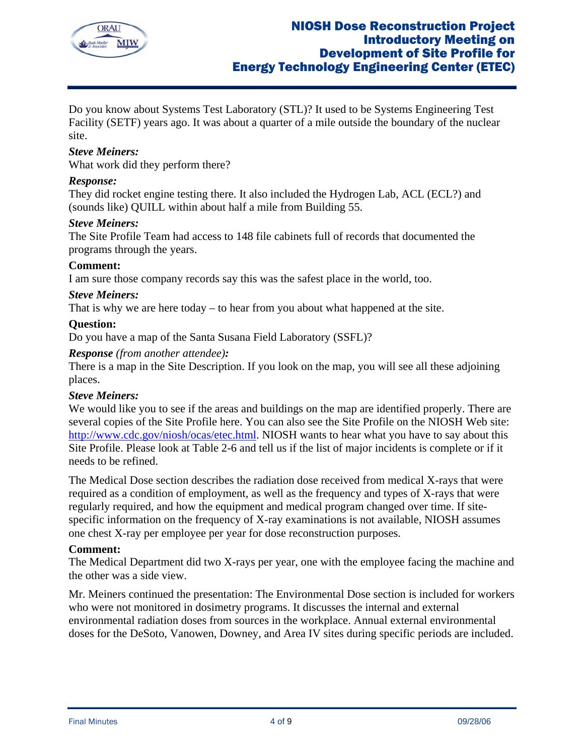Do you know about Systems Test Laboratory (STL)? It used to be Systems Engineering Test Facility (SETF) years ago. It was about a quarter of a mile outside the boundary of the nuclear site.

***Steve Meiners:***
What work did they perform there?

***Response:***
They did rocket engine testing there. It also included the Hydrogen Lab, ACL (ECL?) and (sounds like) QUILL within about half a mile from Building 55.

***Steve Meiners:***
The Site Profile Team had access to 148 file cabinets full of records that documented the programs through the years.

**Comment:**
I am sure those company records say this was the safest place in the world, too.

***Steve Meiners:***
That is why we are here today – to hear from you about what happened at the site.

**Question:**
Do you have a map of the Santa Susana Field Laboratory (SSFL)?

***Response** (from another attendee)**:***
There is a map in the Site Description. If you look on the map, you will see all these adjoining places.

***Steve Meiners:***
We would like you to see if the areas and buildings on the map are identified properly. There are several copies of the Site Profile here. You can also see the Site Profile on the NIOSH Web site: http://www.cdc.gov/niosh/ocas/etec.html. NIOSH wants to hear what you have to say about this Site Profile. Please look at Table 2-6 and tell us if the list of major incidents is complete or if it needs to be refined.

The Medical Dose section describes the radiation dose received from medical X-rays that were required as a condition of employment, as well as the frequency and types of X-rays that were regularly required, and how the equipment and medical program changed over time. If site-specific information on the frequency of X-ray examinations is not available, NIOSH assumes one chest X-ray per employee per year for dose reconstruction purposes.

**Comment:**
The Medical Department did two X-rays per year, one with the employee facing the machine and the other was a side view.

Mr. Meiners continued the presentation: The Environmental Dose section is included for workers who were not monitored in dosimetry programs. It discusses the internal and external environmental radiation doses from sources in the workplace. Annual external environmental doses for the DeSoto, Vanowen, Downey, and Area IV sites during specific periods are included.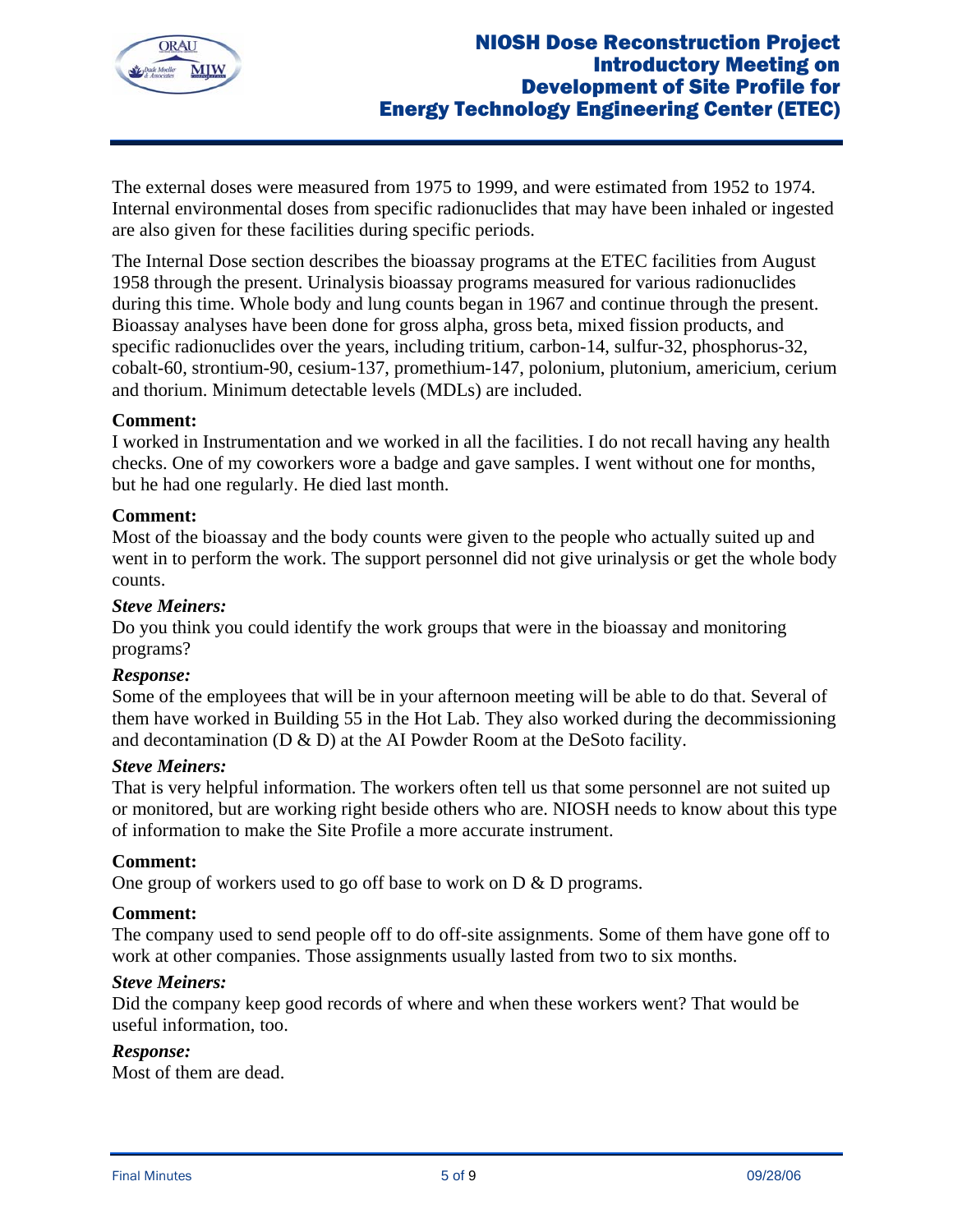The external doses were measured from 1975 to 1999, and were estimated from 1952 to 1974. Internal environmental doses from specific radionuclides that may have been inhaled or ingested are also given for these facilities during specific periods.

The Internal Dose section describes the bioassay programs at the ETEC facilities from August 1958 through the present. Urinalysis bioassay programs measured for various radionuclides during this time. Whole body and lung counts began in 1967 and continue through the present. Bioassay analyses have been done for gross alpha, gross beta, mixed fission products, and specific radionuclides over the years, including tritium, carbon-14, sulfur-32, phosphorus-32, cobalt-60, strontium-90, cesium-137, promethium-147, polonium, plutonium, americium, cerium and thorium. Minimum detectable levels (MDLs) are included.

**Comment:**
I worked in Instrumentation and we worked in all the facilities. I do not recall having any health checks. One of my coworkers wore a badge and gave samples. I went without one for months, but he had one regularly. He died last month.

**Comment:**
Most of the bioassay and the body counts were given to the people who actually suited up and went in to perform the work. The support personnel did not give urinalysis or get the whole body counts.

***Steve Meiners:***
Do you think you could identify the work groups that were in the bioassay and monitoring programs?

***Response:***
Some of the employees that will be in your afternoon meeting will be able to do that. Several of them have worked in Building 55 in the Hot Lab. They also worked during the decommissioning and decontamination (D & D) at the AI Powder Room at the DeSoto facility.

***Steve Meiners:***
That is very helpful information. The workers often tell us that some personnel are not suited up or monitored, but are working right beside others who are. NIOSH needs to know about this type of information to make the Site Profile a more accurate instrument.

**Comment:**
One group of workers used to go off base to work on D & D programs.

**Comment:**
The company used to send people off to do off-site assignments. Some of them have gone off to work at other companies. Those assignments usually lasted from two to six months.

***Steve Meiners:***
Did the company keep good records of where and when these workers went? That would be useful information, too.

***Response:***
Most of them are dead.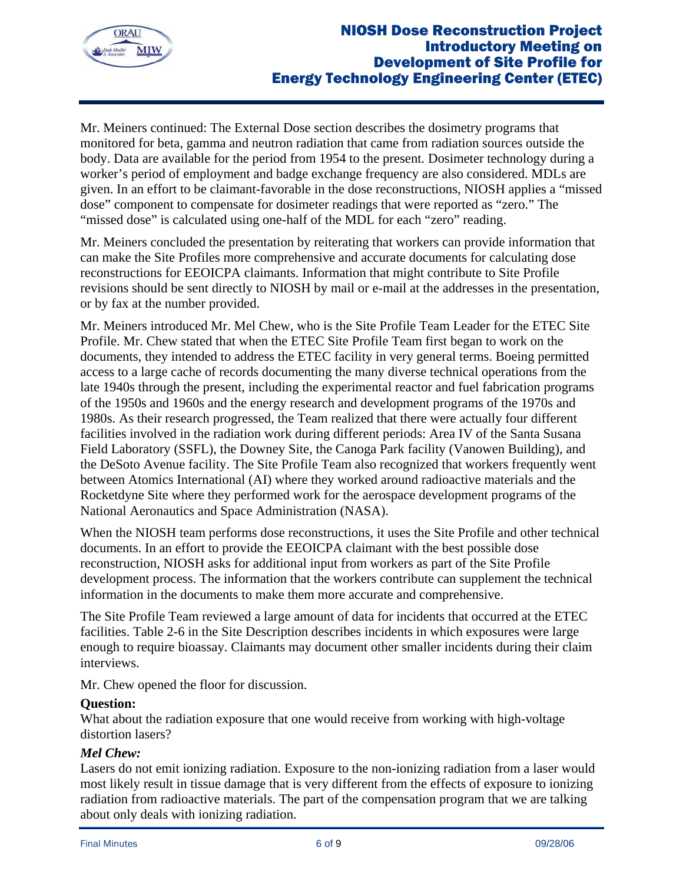Mr. Meiners continued: The External Dose section describes the dosimetry programs that monitored for beta, gamma and neutron radiation that came from radiation sources outside the body. Data are available for the period from 1954 to the present. Dosimeter technology during a worker's period of employment and badge exchange frequency are also considered. MDLs are given. In an effort to be claimant-favorable in the dose reconstructions, NIOSH applies a "missed dose" component to compensate for dosimeter readings that were reported as "zero." The "missed dose" is calculated using one-half of the MDL for each "zero" reading.

Mr. Meiners concluded the presentation by reiterating that workers can provide information that can make the Site Profiles more comprehensive and accurate documents for calculating dose reconstructions for EEOICPA claimants. Information that might contribute to Site Profile revisions should be sent directly to NIOSH by mail or e-mail at the addresses in the presentation, or by fax at the number provided.

Mr. Meiners introduced Mr. Mel Chew, who is the Site Profile Team Leader for the ETEC Site Profile. Mr. Chew stated that when the ETEC Site Profile Team first began to work on the documents, they intended to address the ETEC facility in very general terms. Boeing permitted access to a large cache of records documenting the many diverse technical operations from the late 1940s through the present, including the experimental reactor and fuel fabrication programs of the 1950s and 1960s and the energy research and development programs of the 1970s and 1980s. As their research progressed, the Team realized that there were actually four different facilities involved in the radiation work during different periods: Area IV of the Santa Susana Field Laboratory (SSFL), the Downey Site, the Canoga Park facility (Vanowen Building), and the DeSoto Avenue facility. The Site Profile Team also recognized that workers frequently went between Atomics International (AI) where they worked around radioactive materials and the Rocketdyne Site where they performed work for the aerospace development programs of the National Aeronautics and Space Administration (NASA).

When the NIOSH team performs dose reconstructions, it uses the Site Profile and other technical documents. In an effort to provide the EEOICPA claimant with the best possible dose reconstruction, NIOSH asks for additional input from workers as part of the Site Profile development process. The information that the workers contribute can supplement the technical information in the documents to make them more accurate and comprehensive.

The Site Profile Team reviewed a large amount of data for incidents that occurred at the ETEC facilities. Table 2-6 in the Site Description describes incidents in which exposures were large enough to require bioassay. Claimants may document other smaller incidents during their claim interviews.

Mr. Chew opened the floor for discussion.

**Question:**
What about the radiation exposure that one would receive from working with high-voltage distortion lasers?

***Mel Chew:***
Lasers do not emit ionizing radiation. Exposure to the non-ionizing radiation from a laser would most likely result in tissue damage that is very different from the effects of exposure to ionizing radiation from radioactive materials. The part of the compensation program that we are talking about only deals with ionizing radiation.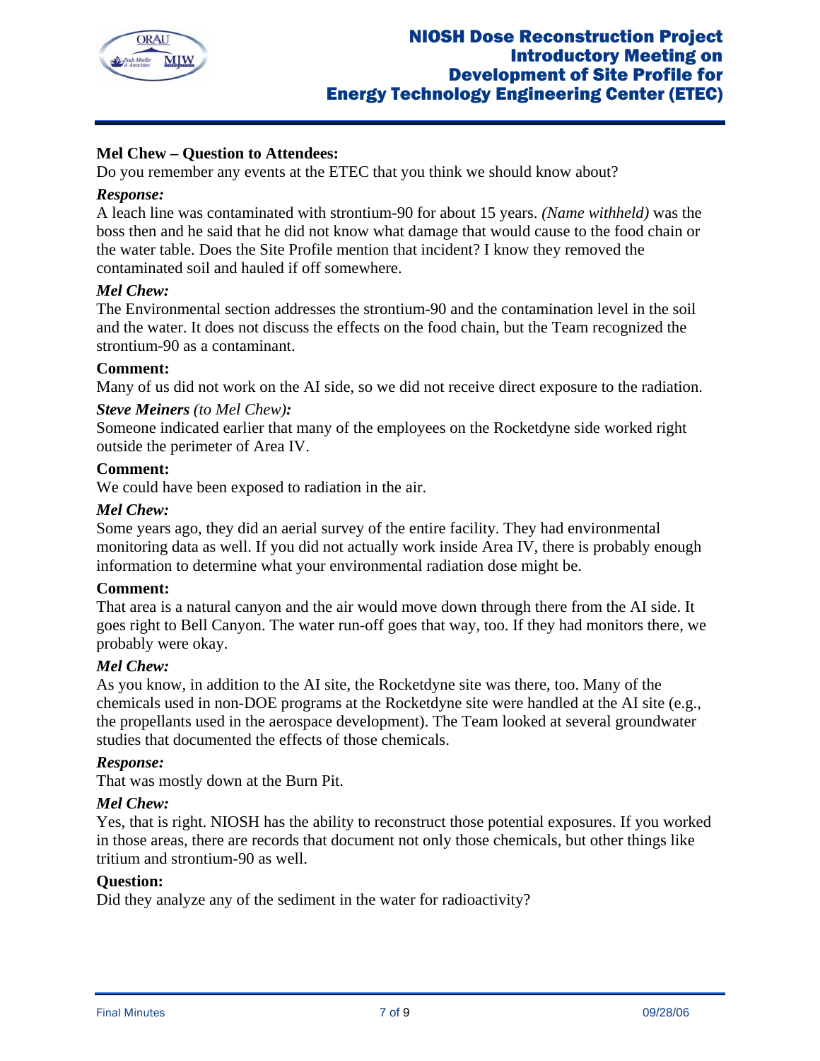**Mel Chew – Question to Attendees:**

Do you remember any events at the ETEC that you think we should know about?

***Response:***

A leach line was contaminated with strontium-90 for about 15 years. *(Name withheld)* was the boss then and he said that he did not know what damage that would cause to the food chain or the water table. Does the Site Profile mention that incident? I know they removed the contaminated soil and hauled if off somewhere.

***Mel Chew:***

The Environmental section addresses the strontium-90 and the contamination level in the soil and the water. It does not discuss the effects on the food chain, but the Team recognized the strontium-90 as a contaminant.

**Comment:**

Many of us did not work on the AI side, so we did not receive direct exposure to the radiation.

***Steve Meiners** (to Mel Chew)**:***

Someone indicated earlier that many of the employees on the Rocketdyne side worked right outside the perimeter of Area IV.

**Comment:**

We could have been exposed to radiation in the air.

***Mel Chew:***

Some years ago, they did an aerial survey of the entire facility. They had environmental monitoring data as well. If you did not actually work inside Area IV, there is probably enough information to determine what your environmental radiation dose might be.

**Comment:**

That area is a natural canyon and the air would move down through there from the AI side. It goes right to Bell Canyon. The water run-off goes that way, too. If they had monitors there, we probably were okay.

***Mel Chew:***

As you know, in addition to the AI site, the Rocketdyne site was there, too. Many of the chemicals used in non-DOE programs at the Rocketdyne site were handled at the AI site (e.g., the propellants used in the aerospace development). The Team looked at several groundwater studies that documented the effects of those chemicals.

***Response:***

That was mostly down at the Burn Pit.

***Mel Chew:***

Yes, that is right. NIOSH has the ability to reconstruct those potential exposures. If you worked in those areas, there are records that document not only those chemicals, but other things like tritium and strontium-90 as well.

**Question:**

Did they analyze any of the sediment in the water for radioactivity?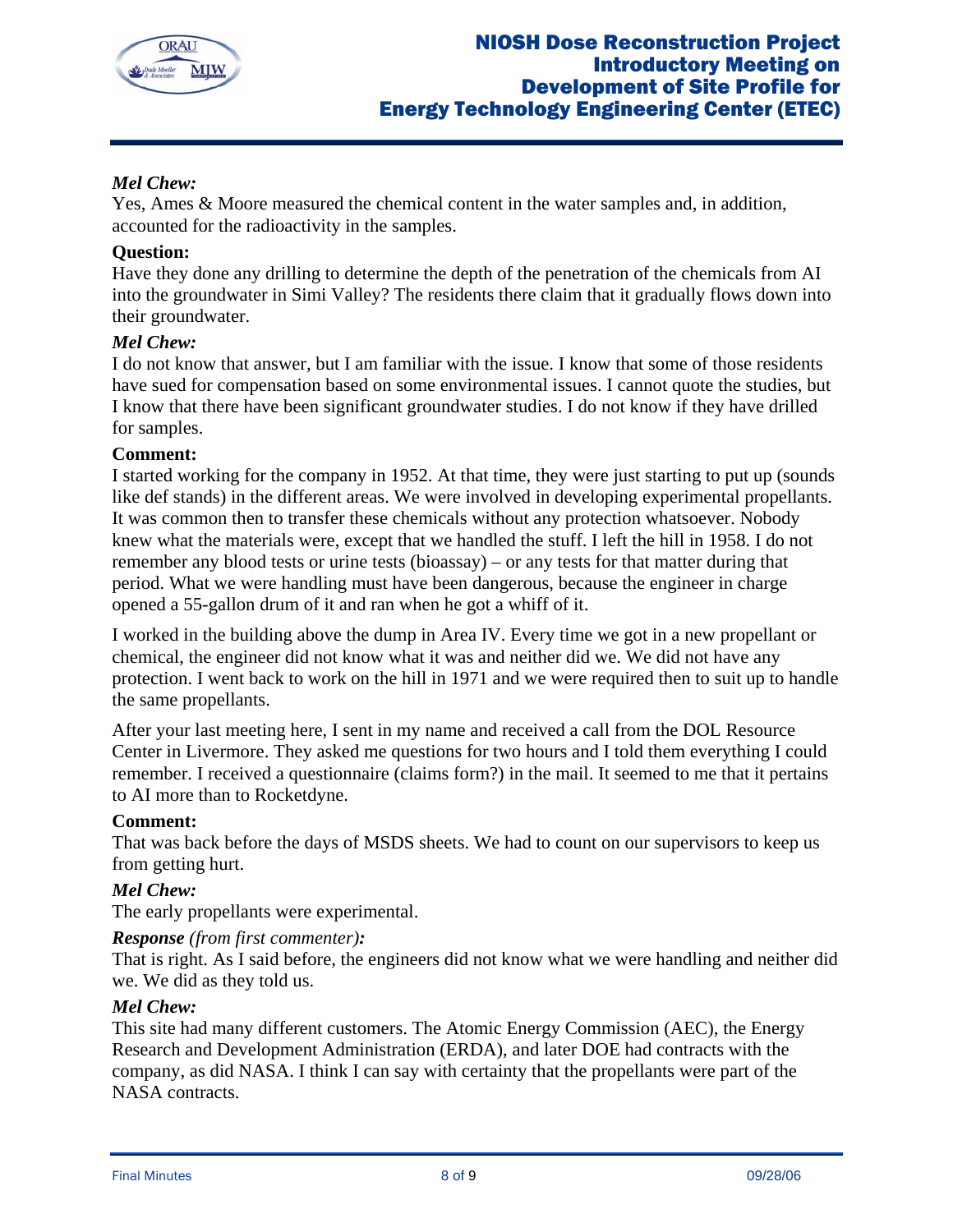***Mel Chew:***
Yes, Ames & Moore measured the chemical content in the water samples and, in addition, accounted for the radioactivity in the samples.

**Question:**
Have they done any drilling to determine the depth of the penetration of the chemicals from AI into the groundwater in Simi Valley? The residents there claim that it gradually flows down into their groundwater.

***Mel Chew:***
I do not know that answer, but I am familiar with the issue. I know that some of those residents have sued for compensation based on some environmental issues. I cannot quote the studies, but I know that there have been significant groundwater studies. I do not know if they have drilled for samples.

**Comment:**
I started working for the company in 1952. At that time, they were just starting to put up (sounds like def stands) in the different areas. We were involved in developing experimental propellants. It was common then to transfer these chemicals without any protection whatsoever. Nobody knew what the materials were, except that we handled the stuff. I left the hill in 1958. I do not remember any blood tests or urine tests (bioassay) – or any tests for that matter during that period. What we were handling must have been dangerous, because the engineer in charge opened a 55-gallon drum of it and ran when he got a whiff of it.

I worked in the building above the dump in Area IV. Every time we got in a new propellant or chemical, the engineer did not know what it was and neither did we. We did not have any protection. I went back to work on the hill in 1971 and we were required then to suit up to handle the same propellants.

After your last meeting here, I sent in my name and received a call from the DOL Resource Center in Livermore. They asked me questions for two hours and I told them everything I could remember. I received a questionnaire (claims form?) in the mail. It seemed to me that it pertains to AI more than to Rocketdyne.

**Comment:**
That was back before the days of MSDS sheets. We had to count on our supervisors to keep us from getting hurt.

***Mel Chew:***
The early propellants were experimental.

***Response** (from first commenter)**:***
That is right. As I said before, the engineers did not know what we were handling and neither did we. We did as they told us.

***Mel Chew:***
This site had many different customers. The Atomic Energy Commission (AEC), the Energy Research and Development Administration (ERDA), and later DOE had contracts with the company, as did NASA. I think I can say with certainty that the propellants were part of the NASA contracts.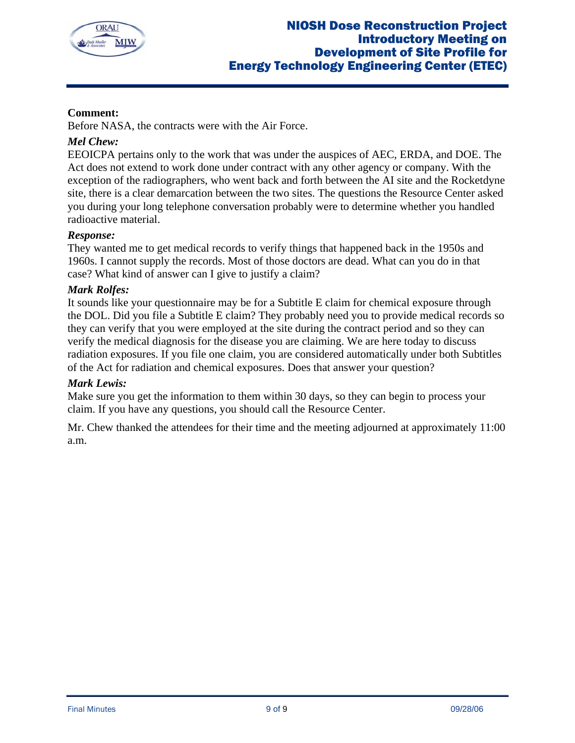**Comment:**
Before NASA, the contracts were with the Air Force.

***Mel Chew:***
EEOICPA pertains only to the work that was under the auspices of AEC, ERDA, and DOE. The Act does not extend to work done under contract with any other agency or company. With the exception of the radiographers, who went back and forth between the AI site and the Rocketdyne site, there is a clear demarcation between the two sites. The questions the Resource Center asked you during your long telephone conversation probably were to determine whether you handled radioactive material.

***Response:***
They wanted me to get medical records to verify things that happened back in the 1950s and 1960s. I cannot supply the records. Most of those doctors are dead. What can you do in that case? What kind of answer can I give to justify a claim?

***Mark Rolfes:***
It sounds like your questionnaire may be for a Subtitle E claim for chemical exposure through the DOL. Did you file a Subtitle E claim? They probably need you to provide medical records so they can verify that you were employed at the site during the contract period and so they can verify the medical diagnosis for the disease you are claiming. We are here today to discuss radiation exposures. If you file one claim, you are considered automatically under both Subtitles of the Act for radiation and chemical exposures. Does that answer your question?

***Mark Lewis:***
Make sure you get the information to them within 30 days, so they can begin to process your claim. If you have any questions, you should call the Resource Center.

Mr. Chew thanked the attendees for their time and the meeting adjourned at approximately 11:00 a.m.